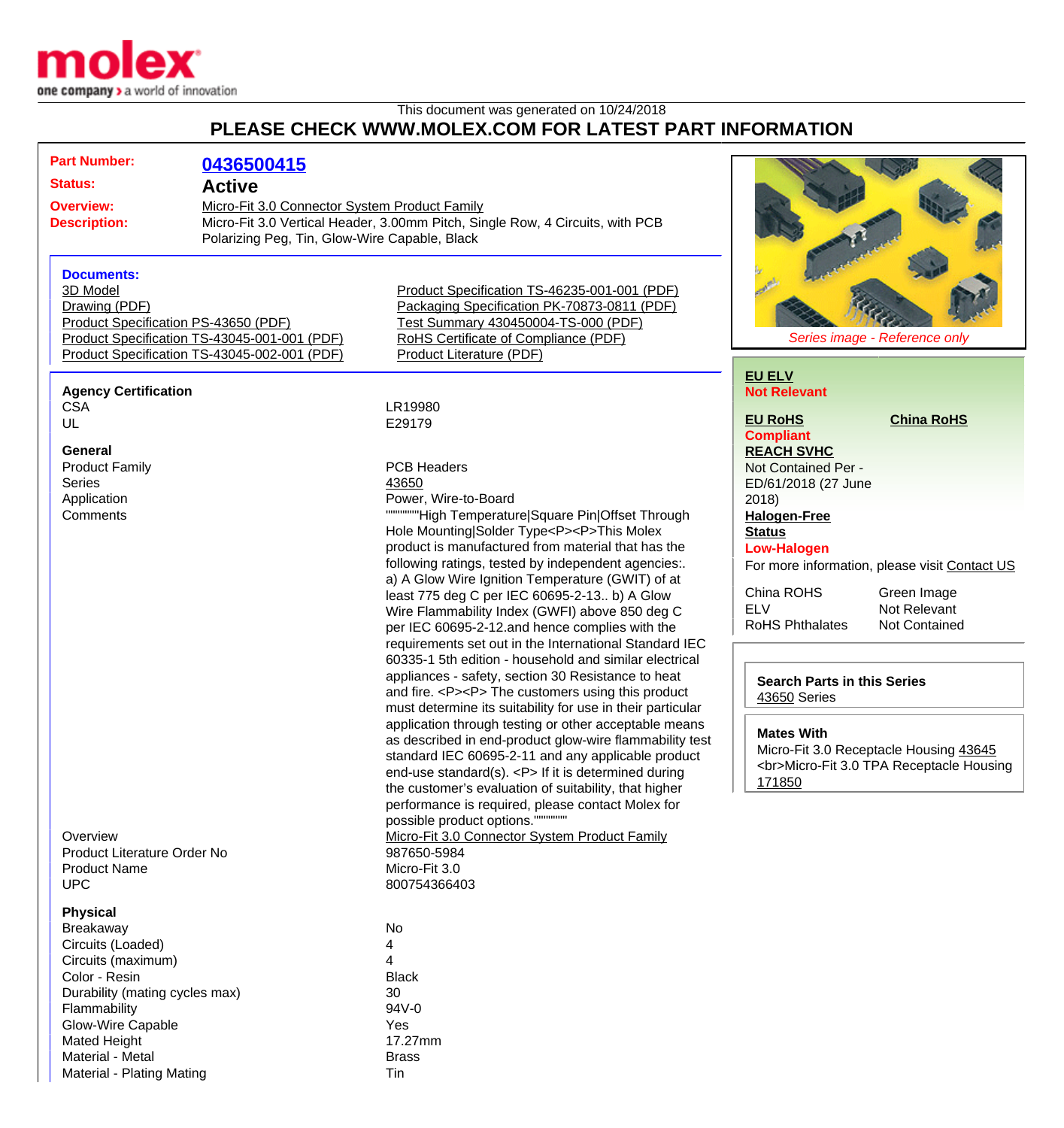This document was generated on 10/24/2018

# PLEASE CHECK WWW.MOLEX.COM FOR LATEST PART INFORMATION

**Part Number:** 0436500415

**Status:** Active

**Overview:** Micro-Fit 3.0 Connector System Product Family

**Description:** Micro-Fit 3.0 Vertical Header, 3.00mm Pitch, Single Row, 4 Circuits, with PCB Polarizing Peg, Tin, Glow-Wire Capable, Black

*Series image - Reference only*

### Documents:

- 3D Model
- Drawing (PDF)
- Product Specification PS-43650 (PDF)
- Product Specification TS-43045-001-001 (PDF)
- Product Specification TS-43045-002-001 (PDF)
- Product Specification TS-46235-001-001 (PDF)
- Packaging Specification PK-70873-0811 (PDF)
- Test Summary 430450004-TS-000 (PDF)
- RoHS Certificate of Compliance (PDF)
- Product Literature (PDF)

**EU ELV**
Not Relevant

**EU RoHS** — Compliant

**China RoHS**

**REACH SVHC**
Not Contained Per - ED/61/2018 (27 June 2018)

**Halogen-Free Status**
Low-Halogen

For more information, please visit Contact US

| | |
|---|---|
| China ROHS | Green Image |
| ELV | Not Relevant |
| RoHS Phthalates | Not Contained |

**Search Parts in this Series**
43650 Series

**Mates With**
Micro-Fit 3.0 Receptacle Housing 43645 <br>Micro-Fit 3.0 TPA Receptacle Housing 171850

### Agency Certification

| | |
|---|---|
| CSA | LR19980 |
| UL | E29179 |

### General

| | |
|---|---|
| Product Family | PCB Headers |
| Series | 43650 |
| Application | Power, Wire-to-Board |
| Comments | """"""""High Temperature\|Square Pin\|Offset Through Hole Mounting\|Solder Type<P><P>This Molex product is manufactured from material that has the following ratings, tested by independent agencies:. a) A Glow Wire Ignition Temperature (GWIT) of at least 775 deg C per IEC 60695-2-13.. b) A Glow Wire Flammability Index (GWFI) above 850 deg C per IEC 60695-2-12.and hence complies with the requirements set out in the International Standard IEC 60335-1 5th edition - household and similar electrical appliances - safety, section 30 Resistance to heat and fire. <P><P> The customers using this product must determine its suitability for use in their particular application through testing or other acceptable means as described in end-product glow-wire flammability test standard IEC 60695-2-11 and any applicable product end-use standard(s). <P> If it is determined during the customer's evaluation of suitability, that higher performance is required, please contact Molex for possible product options."""""""""" |
| Overview | Micro-Fit 3.0 Connector System Product Family |
| Product Literature Order No | 987650-5984 |
| Product Name | Micro-Fit 3.0 |
| UPC | 800754366403 |

### Physical

| | |
|---|---|
| Breakaway | No |
| Circuits (Loaded) | 4 |
| Circuits (maximum) | 4 |
| Color - Resin | Black |
| Durability (mating cycles max) | 30 |
| Flammability | 94V-0 |
| Glow-Wire Capable | Yes |
| Mated Height | 17.27mm |
| Material - Metal | Brass |
| Material - Plating Mating | Tin |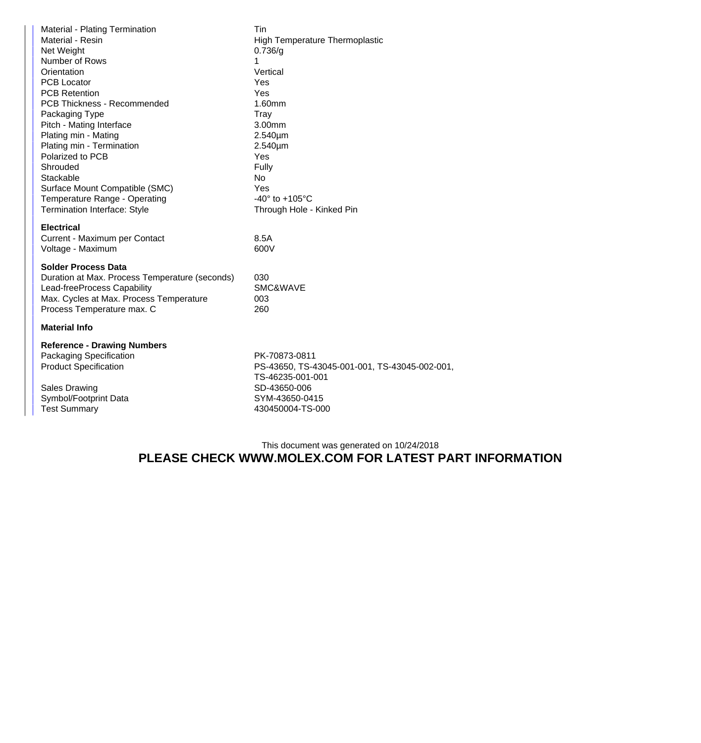| | |
|---|---|
| Material - Plating Termination | Tin |
| Material - Resin | High Temperature Thermoplastic |
| Net Weight | 0.736/g |
| Number of Rows | 1 |
| Orientation | Vertical |
| PCB Locator | Yes |
| PCB Retention | Yes |
| PCB Thickness - Recommended | 1.60mm |
| Packaging Type | Tray |
| Pitch - Mating Interface | 3.00mm |
| Plating min - Mating | 2.540µm |
| Plating min - Termination | 2.540µm |
| Polarized to PCB | Yes |
| Shrouded | Fully |
| Stackable | No |
| Surface Mount Compatible (SMC) | Yes |
| Temperature Range - Operating | -40° to +105°C |
| Termination Interface: Style | Through Hole - Kinked Pin |

### Electrical

| | |
|---|---|
| Current - Maximum per Contact | 8.5A |
| Voltage - Maximum | 600V |

### Solder Process Data

| | |
|---|---|
| Duration at Max. Process Temperature (seconds) | 030 |
| Lead-freeProcess Capability | SMC&WAVE |
| Max. Cycles at Max. Process Temperature | 003 |
| Process Temperature max. C | 260 |

### Material Info

### Reference - Drawing Numbers

| | |
|---|---|
| Packaging Specification | PK-70873-0811 |
| Product Specification | PS-43650, TS-43045-001-001, TS-43045-002-001, TS-46235-001-001 |
| Sales Drawing | SD-43650-006 |
| Symbol/Footprint Data | SYM-43650-0415 |
| Test Summary | 430450004-TS-000 |

This document was generated on 10/24/2018

**PLEASE CHECK WWW.MOLEX.COM FOR LATEST PART INFORMATION**